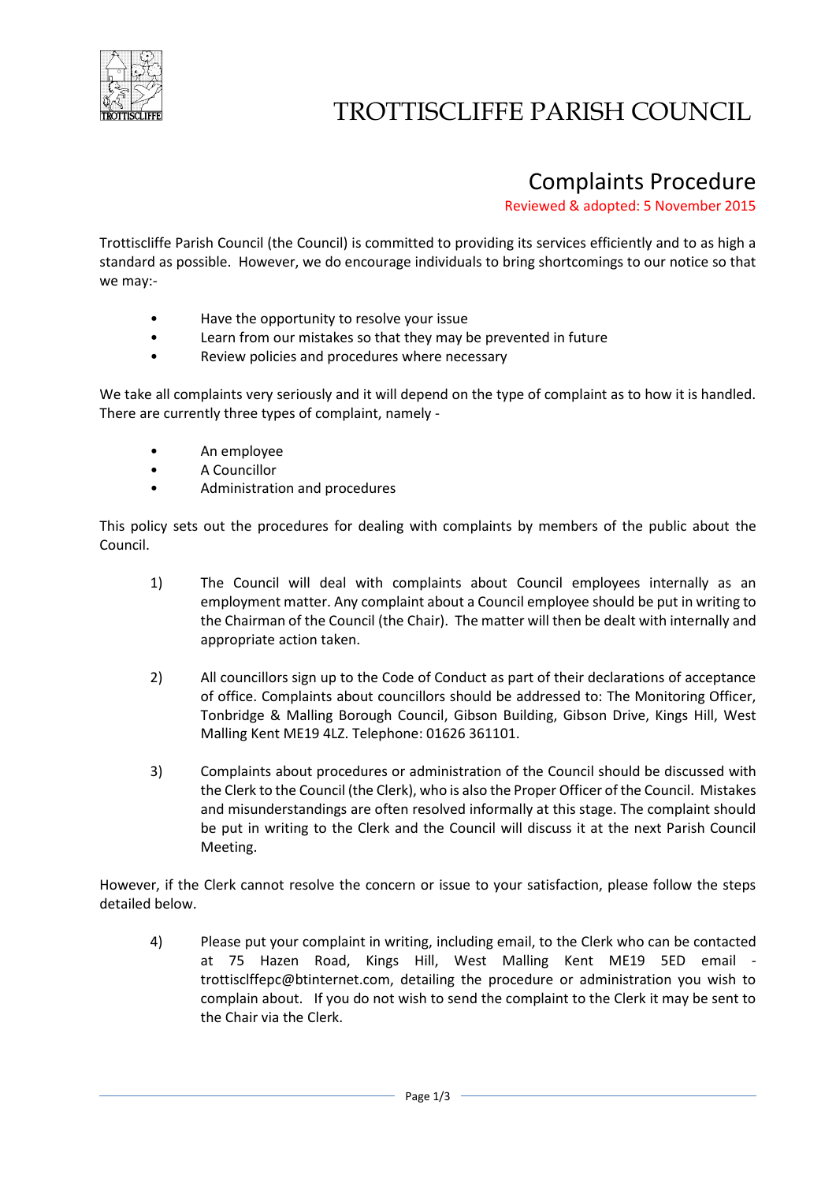# TROTTISCLIFFE PARISH COUNCIL

## Complaints Procedure

Reviewed & adopted: 5 November 2015

Trottiscliffe Parish Council (the Council) is committed to providing its services efficiently and to as high a standard as possible. However, we do encourage individuals to bring shortcomings to our notice so that we may:-

- Have the opportunity to resolve your issue
- Learn from our mistakes so that they may be prevented in future
- Review policies and procedures where necessary

We take all complaints very seriously and it will depend on the type of complaint as to how it is handled. There are currently three types of complaint, namely -

- An employee
- A Councillor
- Administration and procedures

This policy sets out the procedures for dealing with complaints by members of the public about the Council.

1) The Council will deal with complaints about Council employees internally as an employment matter. Any complaint about a Council employee should be put in writing to the Chairman of the Council (the Chair). The matter will then be dealt with internally and appropriate action taken.

2) All councillors sign up to the Code of Conduct as part of their declarations of acceptance of office. Complaints about councillors should be addressed to: The Monitoring Officer, Tonbridge & Malling Borough Council, Gibson Building, Gibson Drive, Kings Hill, West Malling Kent ME19 4LZ. Telephone: 01626 361101.

3) Complaints about procedures or administration of the Council should be discussed with the Clerk to the Council (the Clerk), who is also the Proper Officer of the Council. Mistakes and misunderstandings are often resolved informally at this stage. The complaint should be put in writing to the Clerk and the Council will discuss it at the next Parish Council Meeting.

However, if the Clerk cannot resolve the concern or issue to your satisfaction, please follow the steps detailed below.

4) Please put your complaint in writing, including email, to the Clerk who can be contacted at 75 Hazen Road, Kings Hill, West Malling Kent ME19 5ED email - trottisclffepc@btinternet.com, detailing the procedure or administration you wish to complain about. If you do not wish to send the complaint to the Clerk it may be sent to the Chair via the Clerk.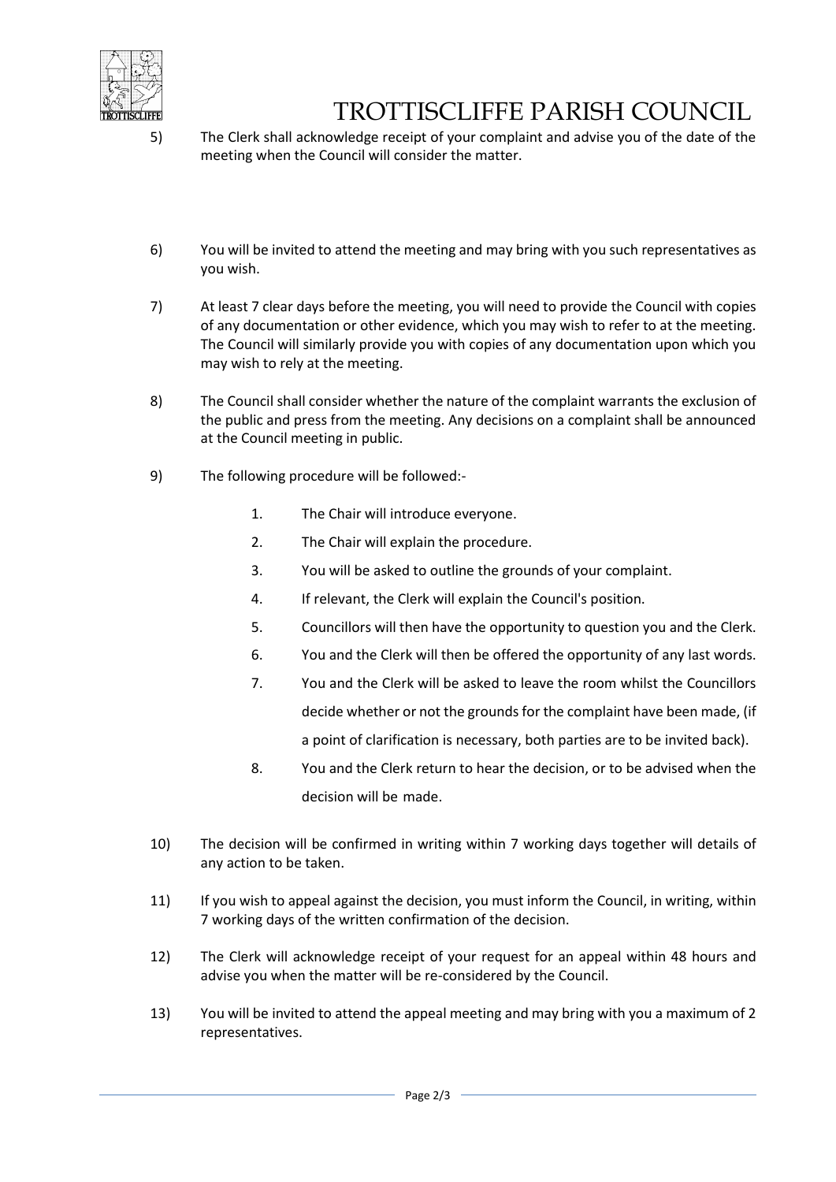5) The Clerk shall acknowledge receipt of your complaint and advise you of the date of the meeting when the Council will consider the matter.

6) You will be invited to attend the meeting and may bring with you such representatives as you wish.

7) At least 7 clear days before the meeting, you will need to provide the Council with copies of any documentation or other evidence, which you may wish to refer to at the meeting. The Council will similarly provide you with copies of any documentation upon which you may wish to rely at the meeting.

8) The Council shall consider whether the nature of the complaint warrants the exclusion of the public and press from the meeting. Any decisions on a complaint shall be announced at the Council meeting in public.

9) The following procedure will be followed:-

   1. The Chair will introduce everyone.
   2. The Chair will explain the procedure.
   3. You will be asked to outline the grounds of your complaint.
   4. If relevant, the Clerk will explain the Council's position.
   5. Councillors will then have the opportunity to question you and the Clerk.
   6. You and the Clerk will then be offered the opportunity of any last words.
   7. You and the Clerk will be asked to leave the room whilst the Councillors decide whether or not the grounds for the complaint have been made, (if a point of clarification is necessary, both parties are to be invited back).
   8. You and the Clerk return to hear the decision, or to be advised when the decision will be made.

10) The decision will be confirmed in writing within 7 working days together will details of any action to be taken.

11) If you wish to appeal against the decision, you must inform the Council, in writing, within 7 working days of the written confirmation of the decision.

12) The Clerk will acknowledge receipt of your request for an appeal within 48 hours and advise you when the matter will be re-considered by the Council.

13) You will be invited to attend the appeal meeting and may bring with you a maximum of 2 representatives.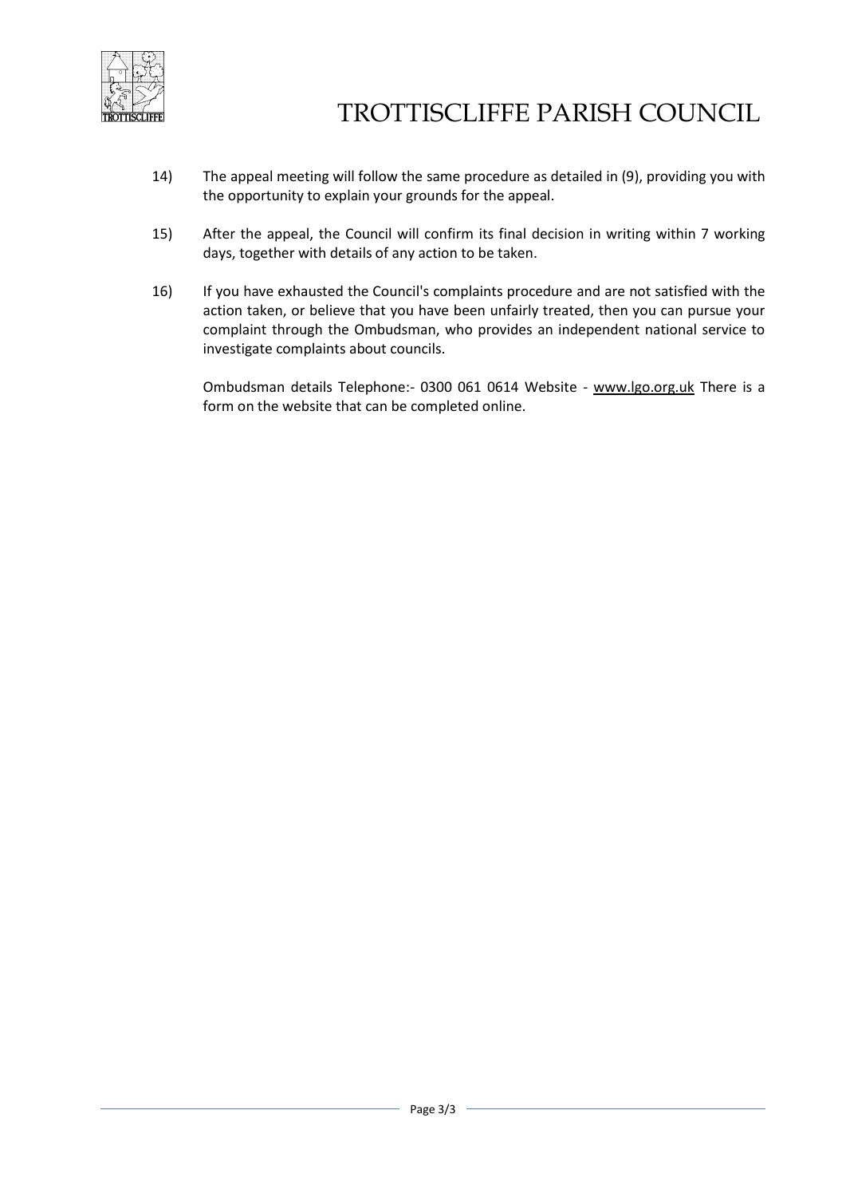14) The appeal meeting will follow the same procedure as detailed in (9), providing you with the opportunity to explain your grounds for the appeal.

15) After the appeal, the Council will confirm its final decision in writing within 7 working days, together with details of any action to be taken.

16) If you have exhausted the Council's complaints procedure and are not satisfied with the action taken, or believe that you have been unfairly treated, then you can pursue your complaint through the Ombudsman, who provides an independent national service to investigate complaints about councils.

    Ombudsman details Telephone:- 0300 061 0614 Website - www.lgo.org.uk There is a form on the website that can be completed online.